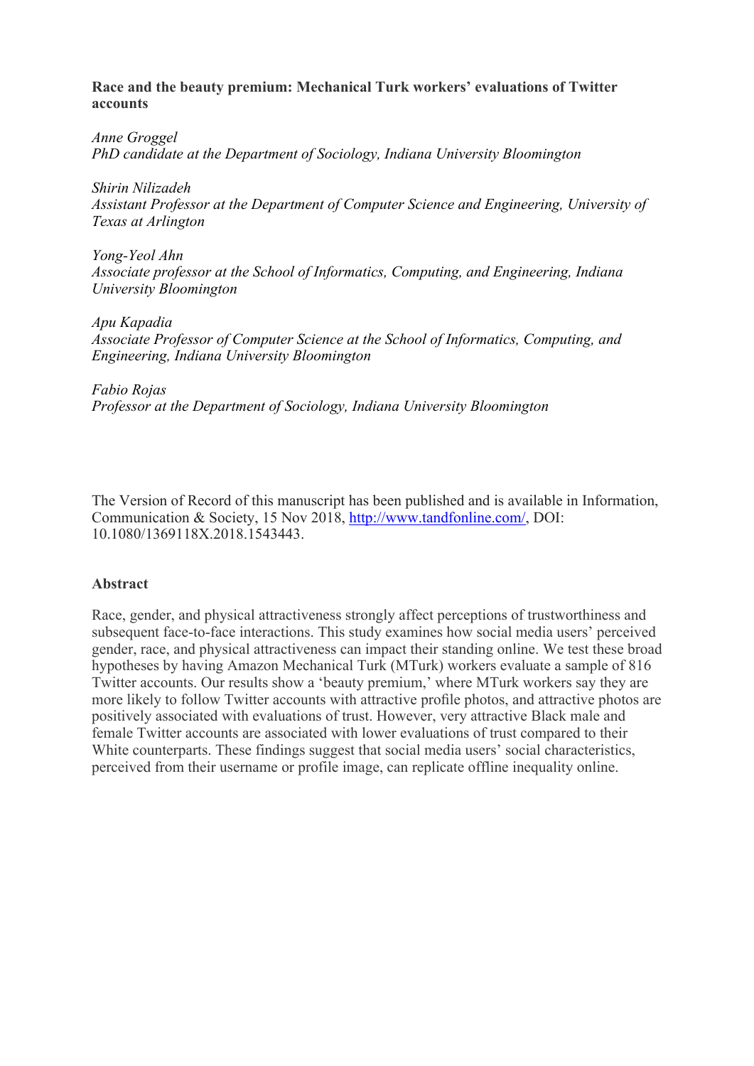**Race and the beauty premium: Mechanical Turk workers' evaluations of Twitter accounts**

*Anne Groggel*
*PhD candidate at the Department of Sociology, Indiana University Bloomington*

*Shirin Nilizadeh*
*Assistant Professor at the Department of Computer Science and Engineering, University of Texas at Arlington*

*Yong-Yeol Ahn*
*Associate professor at the School of Informatics, Computing, and Engineering, Indiana University Bloomington*

*Apu Kapadia*
*Associate Professor of Computer Science at the School of Informatics, Computing, and Engineering, Indiana University Bloomington*

*Fabio Rojas*
*Professor at the Department of Sociology, Indiana University Bloomington*

The Version of Record of this manuscript has been published and is available in Information, Communication & Society, 15 Nov 2018, http://www.tandfonline.com/, DOI: 10.1080/1369118X.2018.1543443.

## Abstract

Race, gender, and physical attractiveness strongly affect perceptions of trustworthiness and subsequent face-to-face interactions. This study examines how social media users' perceived gender, race, and physical attractiveness can impact their standing online. We test these broad hypotheses by having Amazon Mechanical Turk (MTurk) workers evaluate a sample of 816 Twitter accounts. Our results show a 'beauty premium,' where MTurk workers say they are more likely to follow Twitter accounts with attractive profile photos, and attractive photos are positively associated with evaluations of trust. However, very attractive Black male and female Twitter accounts are associated with lower evaluations of trust compared to their White counterparts. These findings suggest that social media users' social characteristics, perceived from their username or profile image, can replicate offline inequality online.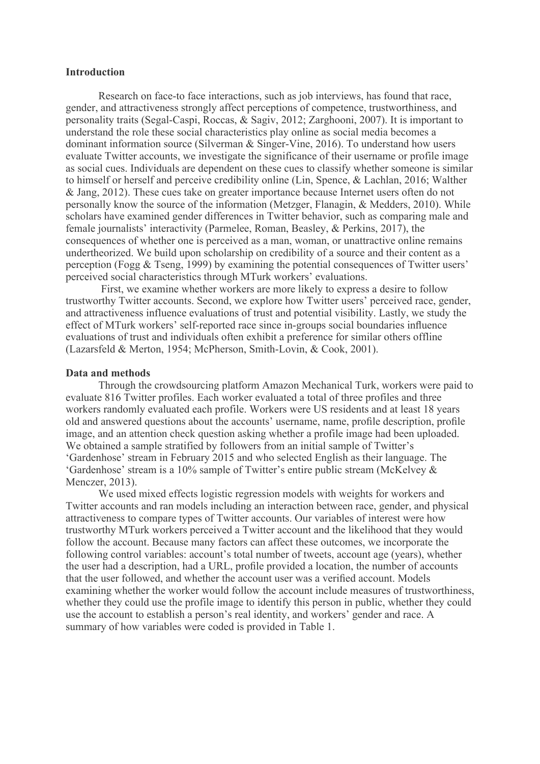## Introduction

Research on face-to face interactions, such as job interviews, has found that race, gender, and attractiveness strongly affect perceptions of competence, trustworthiness, and personality traits (Segal-Caspi, Roccas, & Sagiv, 2012; Zarghooni, 2007). It is important to understand the role these social characteristics play online as social media becomes a dominant information source (Silverman & Singer-Vine, 2016). To understand how users evaluate Twitter accounts, we investigate the significance of their username or profile image as social cues. Individuals are dependent on these cues to classify whether someone is similar to himself or herself and perceive credibility online (Lin, Spence, & Lachlan, 2016; Walther & Jang, 2012). These cues take on greater importance because Internet users often do not personally know the source of the information (Metzger, Flanagin, & Medders, 2010). While scholars have examined gender differences in Twitter behavior, such as comparing male and female journalists' interactivity (Parmelee, Roman, Beasley, & Perkins, 2017), the consequences of whether one is perceived as a man, woman, or unattractive online remains undertheorized. We build upon scholarship on credibility of a source and their content as a perception (Fogg & Tseng, 1999) by examining the potential consequences of Twitter users' perceived social characteristics through MTurk workers' evaluations.

First, we examine whether workers are more likely to express a desire to follow trustworthy Twitter accounts. Second, we explore how Twitter users' perceived race, gender, and attractiveness influence evaluations of trust and potential visibility. Lastly, we study the effect of MTurk workers' self-reported race since in-groups social boundaries influence evaluations of trust and individuals often exhibit a preference for similar others offline (Lazarsfeld & Merton, 1954; McPherson, Smith-Lovin, & Cook, 2001).

## Data and methods

Through the crowdsourcing platform Amazon Mechanical Turk, workers were paid to evaluate 816 Twitter profiles. Each worker evaluated a total of three profiles and three workers randomly evaluated each profile. Workers were US residents and at least 18 years old and answered questions about the accounts' username, name, profile description, profile image, and an attention check question asking whether a profile image had been uploaded. We obtained a sample stratified by followers from an initial sample of Twitter's 'Gardenhose' stream in February 2015 and who selected English as their language. The 'Gardenhose' stream is a 10% sample of Twitter's entire public stream (McKelvey & Menczer, 2013).

We used mixed effects logistic regression models with weights for workers and Twitter accounts and ran models including an interaction between race, gender, and physical attractiveness to compare types of Twitter accounts. Our variables of interest were how trustworthy MTurk workers perceived a Twitter account and the likelihood that they would follow the account. Because many factors can affect these outcomes, we incorporate the following control variables: account's total number of tweets, account age (years), whether the user had a description, had a URL, profile provided a location, the number of accounts that the user followed, and whether the account user was a verified account. Models examining whether the worker would follow the account include measures of trustworthiness, whether they could use the profile image to identify this person in public, whether they could use the account to establish a person's real identity, and workers' gender and race. A summary of how variables were coded is provided in Table 1.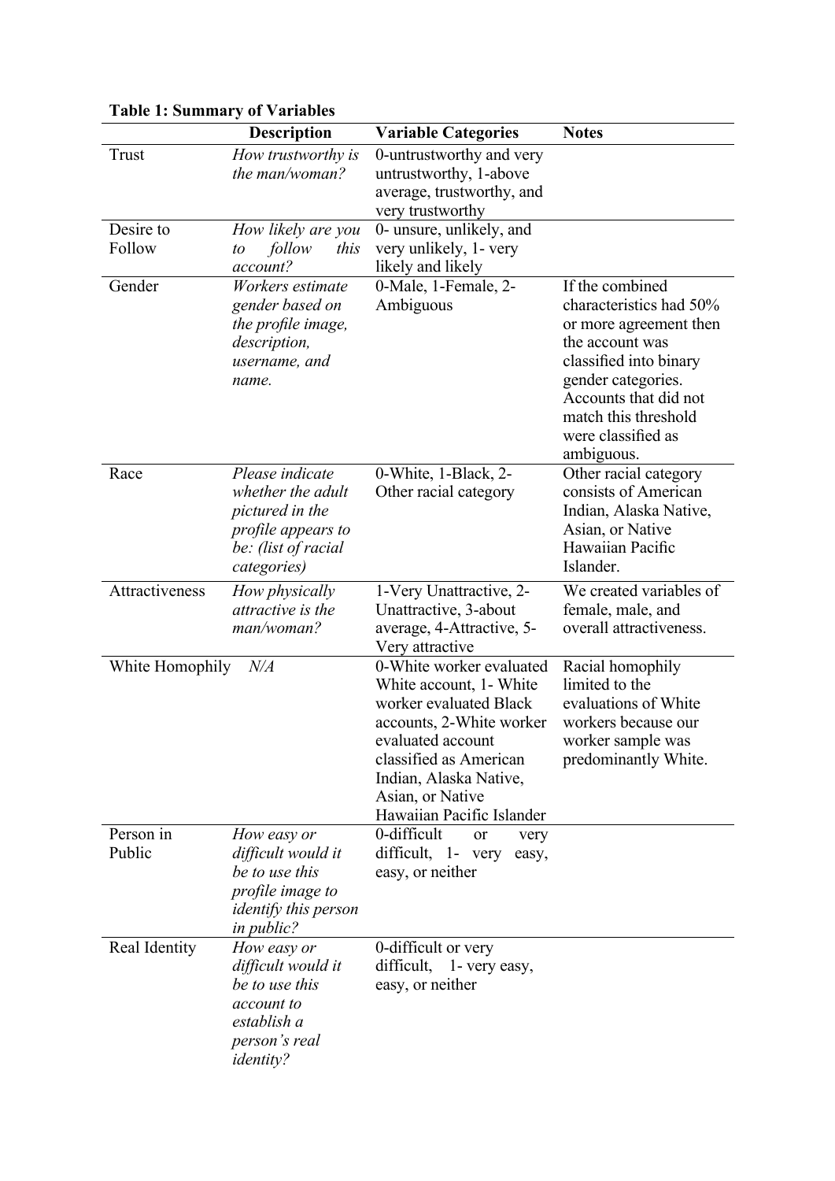**Table 1: Summary of Variables**

| | Description | Variable Categories | Notes |
|---|---|---|---|
| Trust | *How trustworthy is the man/woman?* | 0-untrustworthy and very untrustworthy, 1-above average, trustworthy, and very trustworthy | |
| Desire to Follow | *How likely are you to follow this account?* | 0- unsure, unlikely, and very unlikely, 1- very likely and likely | |
| Gender | *Workers estimate gender based on the profile image, description, username, and name.* | 0-Male, 1-Female, 2-Ambiguous | If the combined characteristics had 50% or more agreement then the account was classified into binary gender categories. Accounts that did not match this threshold were classified as ambiguous. |
| Race | *Please indicate whether the adult pictured in the profile appears to be: (list of racial categories)* | 0-White, 1-Black, 2-Other racial category | Other racial category consists of American Indian, Alaska Native, Asian, or Native Hawaiian Pacific Islander. |
| Attractiveness | *How physically attractive is the man/woman?* | 1-Very Unattractive, 2-Unattractive, 3-about average, 4-Attractive, 5-Very attractive | We created variables of female, male, and overall attractiveness. |
| White Homophily | *N/A* | 0-White worker evaluated White account, 1- White worker evaluated Black accounts, 2-White worker evaluated account classified as American Indian, Alaska Native, Asian, or Native Hawaiian Pacific Islander | Racial homophily limited to the evaluations of White workers because our worker sample was predominantly White. |
| Person in Public | *How easy or difficult would it be to use this profile image to identify this person in public?* | 0-difficult or very difficult, 1- very easy, easy, or neither | |
| Real Identity | *How easy or difficult would it be to use this account to establish a person's real identity?* | 0-difficult or very difficult, 1- very easy, easy, or neither | |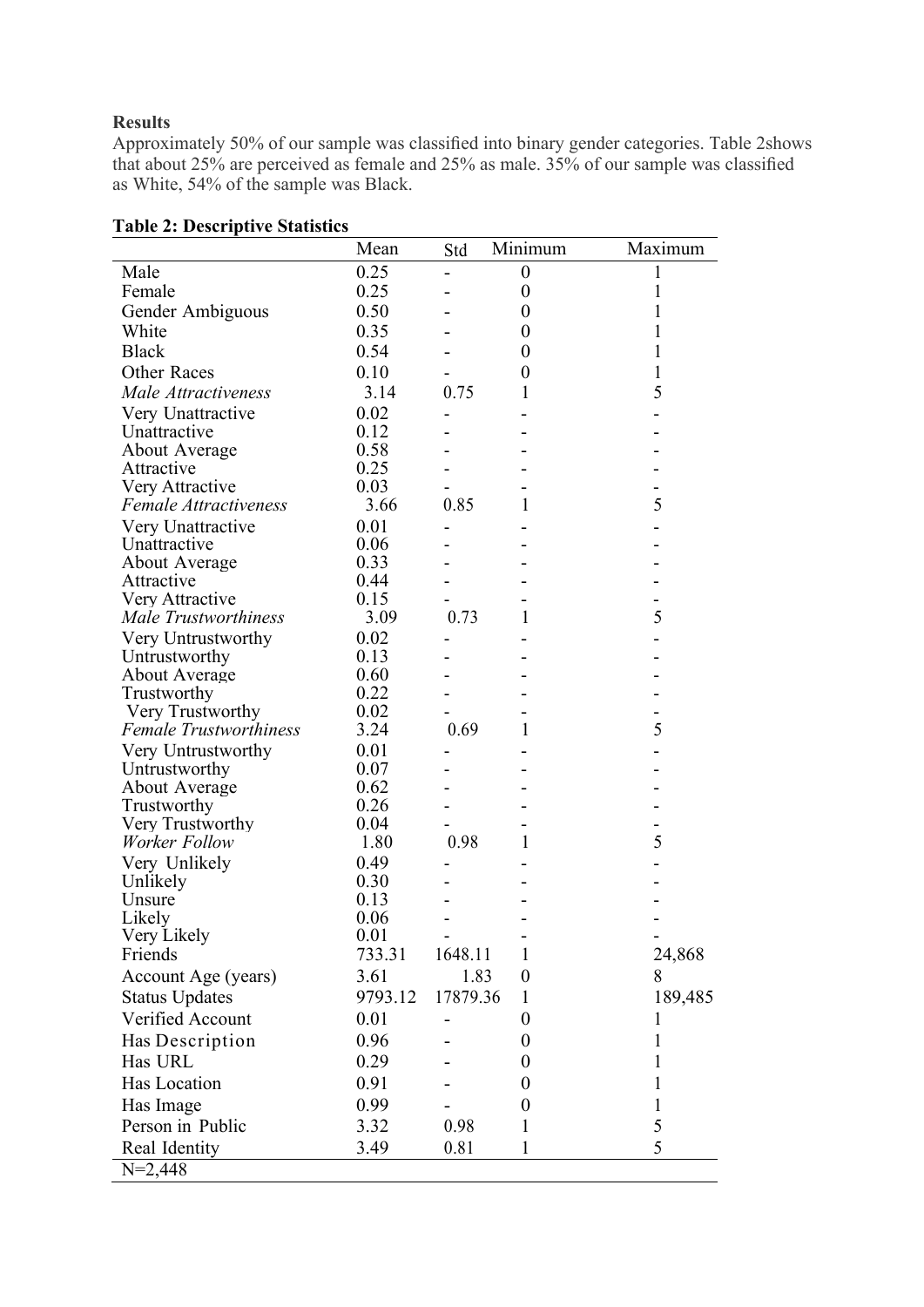**Results**

Approximately 50% of our sample was classified into binary gender categories. Table 2shows that about 25% are perceived as female and 25% as male. 35% of our sample was classified as White, 54% of the sample was Black.

**Table 2: Descriptive Statistics**

| | Mean | Std | Minimum | Maximum |
|---|---|---|---|---|
| Male | 0.25 | - | 0 | 1 |
| Female | 0.25 | - | 0 | 1 |
| Gender Ambiguous | 0.50 | - | 0 | 1 |
| White | 0.35 | - | 0 | 1 |
| Black | 0.54 | - | 0 | 1 |
| Other Races | 0.10 | - | 0 | 1 |
| *Male Attractiveness* | 3.14 | 0.75 | 1 | 5 |
| Very Unattractive | 0.02 | - | - | - |
| Unattractive | 0.12 | - | - | - |
| About Average | 0.58 | - | - | - |
| Attractive | 0.25 | - | - | - |
| Very Attractive | 0.03 | - | - | - |
| *Female Attractiveness* | 3.66 | 0.85 | 1 | 5 |
| Very Unattractive | 0.01 | - | - | - |
| Unattractive | 0.06 | - | - | - |
| About Average | 0.33 | - | - | - |
| Attractive | 0.44 | - | - | - |
| Very Attractive | 0.15 | - | - | - |
| *Male Trustworthiness* | 3.09 | 0.73 | 1 | 5 |
| Very Untrustworthy | 0.02 | - | - | - |
| Untrustworthy | 0.13 | - | - | - |
| About Average | 0.60 | - | - | - |
| Trustworthy | 0.22 | - | - | - |
| Very Trustworthy | 0.02 | - | - | - |
| *Female Trustworthiness* | 3.24 | 0.69 | 1 | 5 |
| Very Untrustworthy | 0.01 | - | - | - |
| Untrustworthy | 0.07 | - | - | - |
| About Average | 0.62 | - | - | - |
| Trustworthy | 0.26 | - | - | - |
| Very Trustworthy | 0.04 | - | - | - |
| *Worker Follow* | 1.80 | 0.98 | 1 | 5 |
| Very Unlikely | 0.49 | - | - | - |
| Unlikely | 0.30 | - | - | - |
| Unsure | 0.13 | - | - | - |
| Likely | 0.06 | - | - | - |
| Very Likely | 0.01 | - | - | - |
| Friends | 733.31 | 1648.11 | 1 | 24,868 |
| Account Age (years) | 3.61 | 1.83 | 0 | 8 |
| Status Updates | 9793.12 | 17879.36 | 1 | 189,485 |
| Verified Account | 0.01 | - | 0 | 1 |
| Has Description | 0.96 | - | 0 | 1 |
| Has URL | 0.29 | - | 0 | 1 |
| Has Location | 0.91 | - | 0 | 1 |
| Has Image | 0.99 | - | 0 | 1 |
| Person in Public | 3.32 | 0.98 | 1 | 5 |
| Real Identity | 3.49 | 0.81 | 1 | 5 |
| N=2,448 | | | | |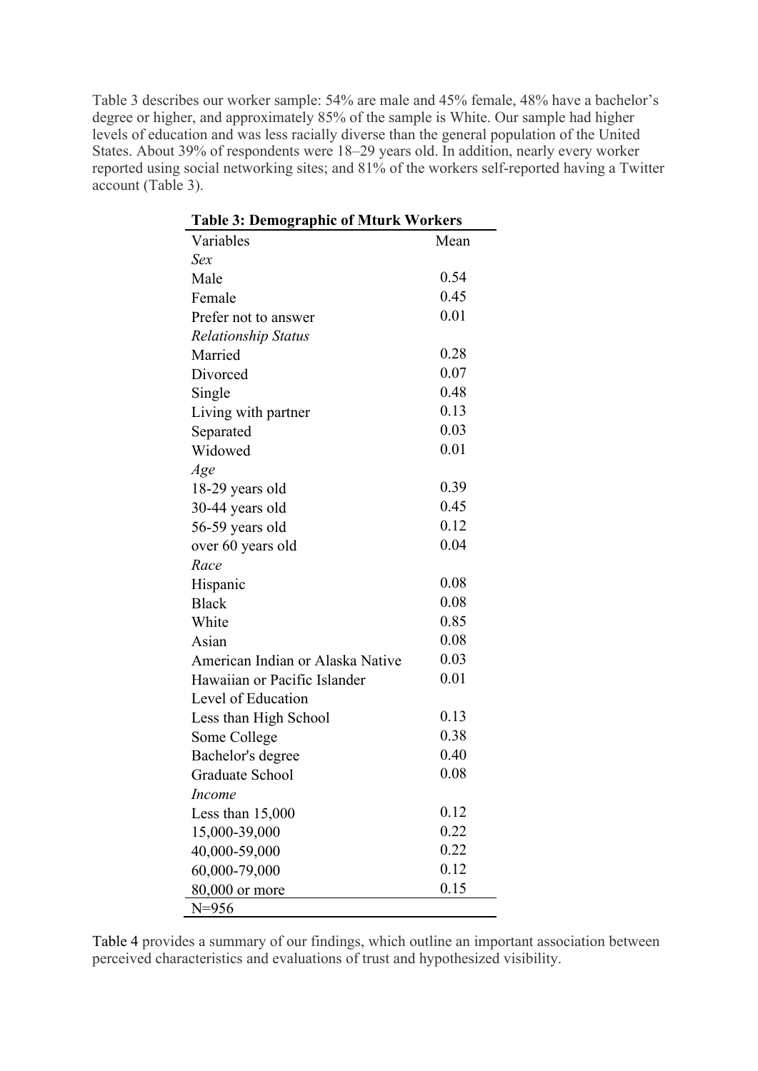Table 3 describes our worker sample: 54% are male and 45% female, 48% have a bachelor's degree or higher, and approximately 85% of the sample is White. Our sample had higher levels of education and was less racially diverse than the general population of the United States. About 39% of respondents were 18–29 years old. In addition, nearly every worker reported using social networking sites; and 81% of the workers self-reported having a Twitter account (Table 3).

**Table 3: Demographic of Mturk Workers**

| Variables | Mean |
|---|---|
| *Sex* | |
| Male | 0.54 |
| Female | 0.45 |
| Prefer not to answer | 0.01 |
| *Relationship Status* | |
| Married | 0.28 |
| Divorced | 0.07 |
| Single | 0.48 |
| Living with partner | 0.13 |
| Separated | 0.03 |
| Widowed | 0.01 |
| *Age* | |
| 18-29 years old | 0.39 |
| 30-44 years old | 0.45 |
| 56-59 years old | 0.12 |
| over 60 years old | 0.04 |
| *Race* | |
| Hispanic | 0.08 |
| Black | 0.08 |
| White | 0.85 |
| Asian | 0.08 |
| American Indian or Alaska Native | 0.03 |
| Hawaiian or Pacific Islander | 0.01 |
| Level of Education | |
| Less than High School | 0.13 |
| Some College | 0.38 |
| Bachelor's degree | 0.40 |
| Graduate School | 0.08 |
| *Income* | |
| Less than 15,000 | 0.12 |
| 15,000-39,000 | 0.22 |
| 40,000-59,000 | 0.22 |
| 60,000-79,000 | 0.12 |
| 80,000 or more | 0.15 |
| N=956 | |

Table 4 provides a summary of our findings, which outline an important association between perceived characteristics and evaluations of trust and hypothesized visibility.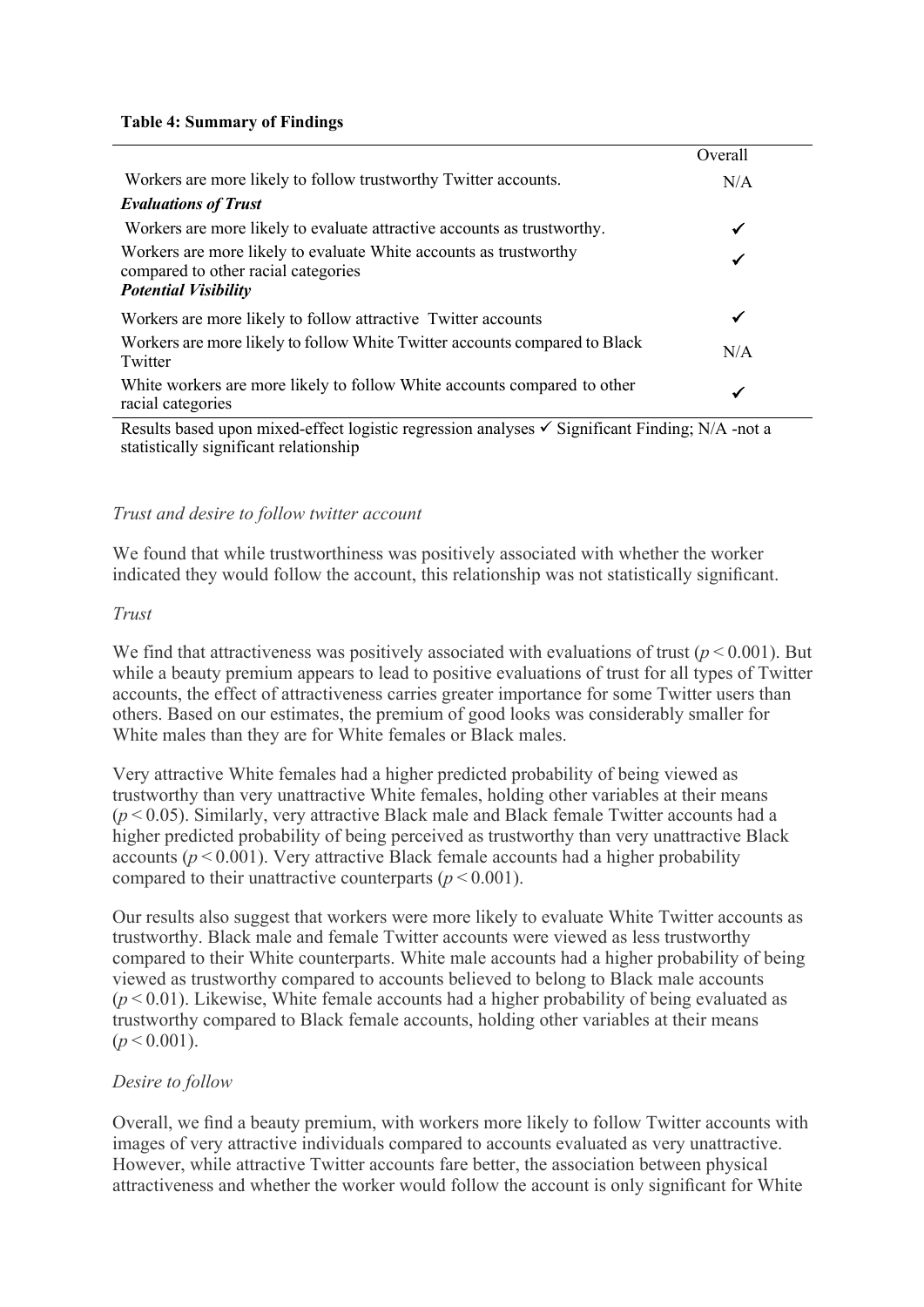**Table 4: Summary of Findings**

| | Overall |
|---|---|
| Workers are more likely to follow trustworthy Twitter accounts. | N/A |
| ***Evaluations of Trust*** | |
| Workers are more likely to evaluate attractive accounts as trustworthy. | ✓ |
| Workers are more likely to evaluate White accounts as trustworthy compared to other racial categories | ✓ |
| ***Potential Visibility*** | |
| Workers are more likely to follow attractive Twitter accounts | ✓ |
| Workers are more likely to follow White Twitter accounts compared to Black Twitter | N/A |
| White workers are more likely to follow White accounts compared to other racial categories | ✓ |

Results based upon mixed-effect logistic regression analyses ✓ Significant Finding; N/A -not a statistically significant relationship

*Trust and desire to follow twitter account*

We found that while trustworthiness was positively associated with whether the worker indicated they would follow the account, this relationship was not statistically significant.

*Trust*

We find that attractiveness was positively associated with evaluations of trust ($p < 0.001$). But while a beauty premium appears to lead to positive evaluations of trust for all types of Twitter accounts, the effect of attractiveness carries greater importance for some Twitter users than others. Based on our estimates, the premium of good looks was considerably smaller for White males than they are for White females or Black males.

Very attractive White females had a higher predicted probability of being viewed as trustworthy than very unattractive White females, holding other variables at their means ($p < 0.05$). Similarly, very attractive Black male and Black female Twitter accounts had a higher predicted probability of being perceived as trustworthy than very unattractive Black accounts ($p < 0.001$). Very attractive Black female accounts had a higher probability compared to their unattractive counterparts ($p < 0.001$).

Our results also suggest that workers were more likely to evaluate White Twitter accounts as trustworthy. Black male and female Twitter accounts were viewed as less trustworthy compared to their White counterparts. White male accounts had a higher probability of being viewed as trustworthy compared to accounts believed to belong to Black male accounts ($p < 0.01$). Likewise, White female accounts had a higher probability of being evaluated as trustworthy compared to Black female accounts, holding other variables at their means ($p < 0.001$).

*Desire to follow*

Overall, we find a beauty premium, with workers more likely to follow Twitter accounts with images of very attractive individuals compared to accounts evaluated as very unattractive. However, while attractive Twitter accounts fare better, the association between physical attractiveness and whether the worker would follow the account is only significant for White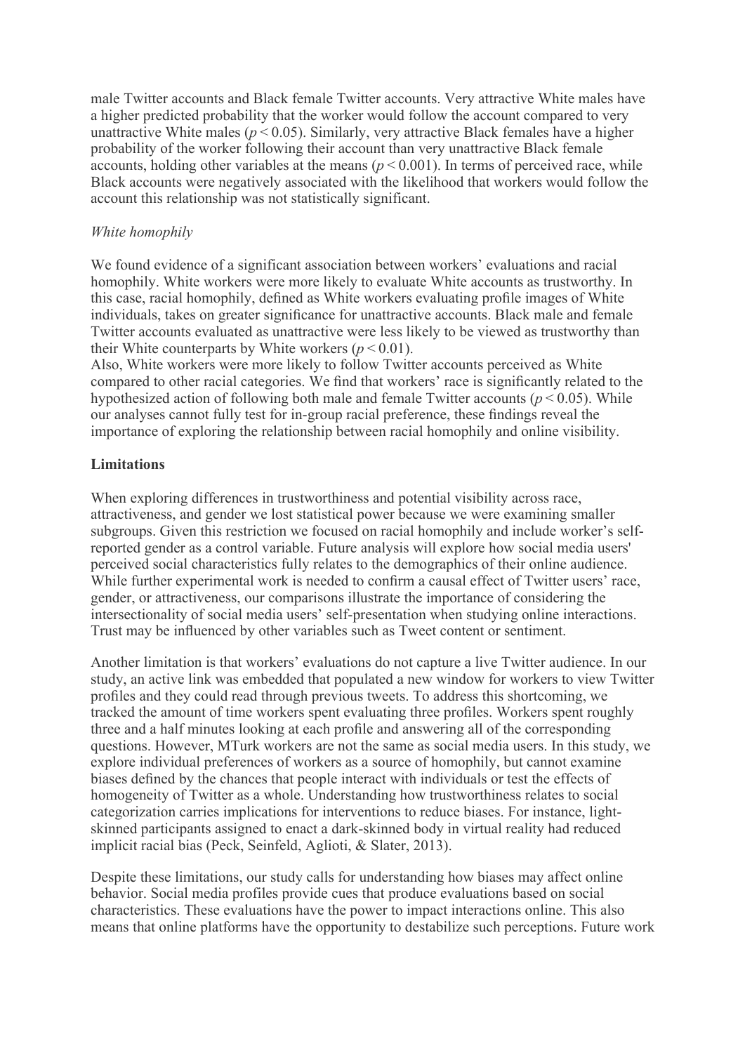male Twitter accounts and Black female Twitter accounts. Very attractive White males have a higher predicted probability that the worker would follow the account compared to very unattractive White males ($p < 0.05$). Similarly, very attractive Black females have a higher probability of the worker following their account than very unattractive Black female accounts, holding other variables at the means ($p < 0.001$). In terms of perceived race, while Black accounts were negatively associated with the likelihood that workers would follow the account this relationship was not statistically significant.

*White homophily*

We found evidence of a significant association between workers' evaluations and racial homophily. White workers were more likely to evaluate White accounts as trustworthy. In this case, racial homophily, defined as White workers evaluating profile images of White individuals, takes on greater significance for unattractive accounts. Black male and female Twitter accounts evaluated as unattractive were less likely to be viewed as trustworthy than their White counterparts by White workers ($p < 0.01$).
Also, White workers were more likely to follow Twitter accounts perceived as White compared to other racial categories. We find that workers' race is significantly related to the hypothesized action of following both male and female Twitter accounts ($p < 0.05$). While our analyses cannot fully test for in-group racial preference, these findings reveal the importance of exploring the relationship between racial homophily and online visibility.

**Limitations**

When exploring differences in trustworthiness and potential visibility across race, attractiveness, and gender we lost statistical power because we were examining smaller subgroups. Given this restriction we focused on racial homophily and include worker's self-reported gender as a control variable. Future analysis will explore how social media users' perceived social characteristics fully relates to the demographics of their online audience. While further experimental work is needed to confirm a causal effect of Twitter users' race, gender, or attractiveness, our comparisons illustrate the importance of considering the intersectionality of social media users' self-presentation when studying online interactions. Trust may be influenced by other variables such as Tweet content or sentiment.

Another limitation is that workers' evaluations do not capture a live Twitter audience. In our study, an active link was embedded that populated a new window for workers to view Twitter profiles and they could read through previous tweets. To address this shortcoming, we tracked the amount of time workers spent evaluating three profiles. Workers spent roughly three and a half minutes looking at each profile and answering all of the corresponding questions. However, MTurk workers are not the same as social media users. In this study, we explore individual preferences of workers as a source of homophily, but cannot examine biases defined by the chances that people interact with individuals or test the effects of homogeneity of Twitter as a whole. Understanding how trustworthiness relates to social categorization carries implications for interventions to reduce biases. For instance, light-skinned participants assigned to enact a dark-skinned body in virtual reality had reduced implicit racial bias (Peck, Seinfeld, Aglioti, & Slater, 2013).

Despite these limitations, our study calls for understanding how biases may affect online behavior. Social media profiles provide cues that produce evaluations based on social characteristics. These evaluations have the power to impact interactions online. This also means that online platforms have the opportunity to destabilize such perceptions. Future work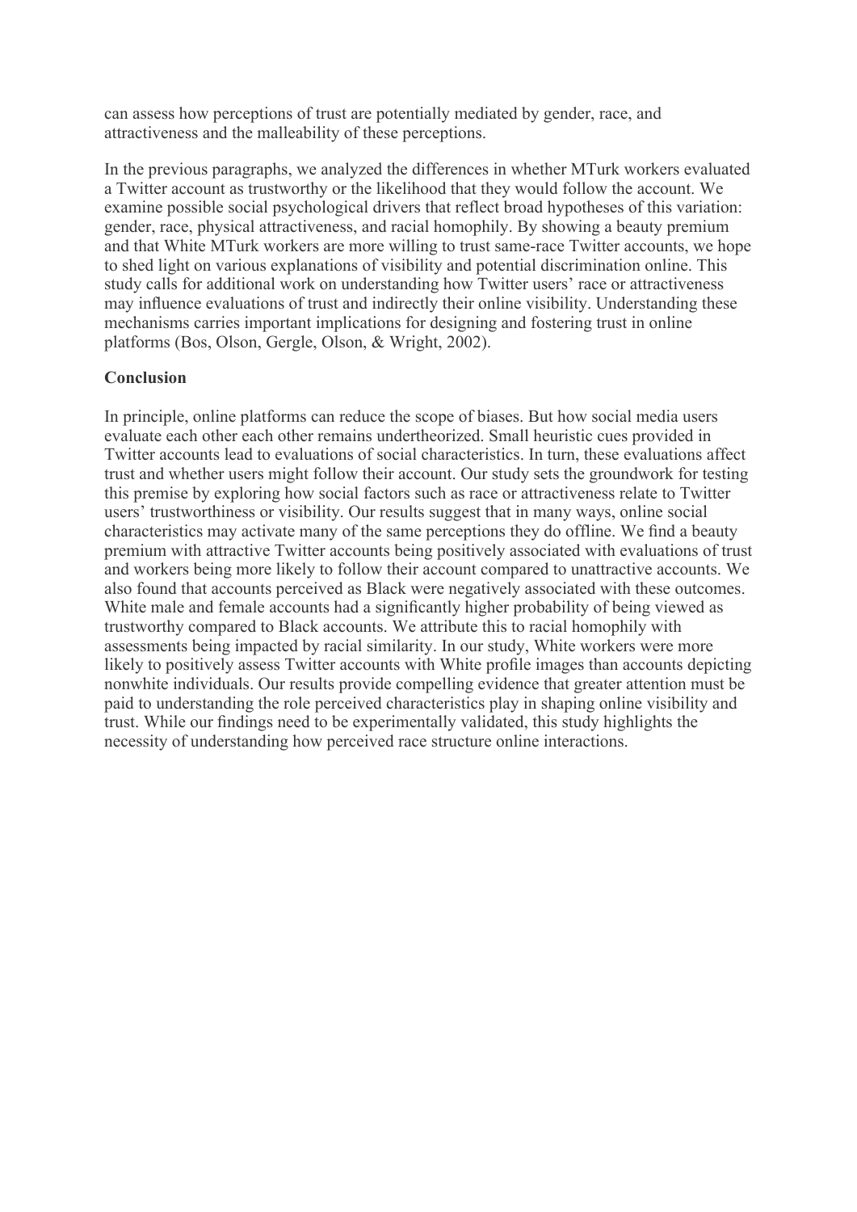can assess how perceptions of trust are potentially mediated by gender, race, and attractiveness and the malleability of these perceptions.

In the previous paragraphs, we analyzed the differences in whether MTurk workers evaluated a Twitter account as trustworthy or the likelihood that they would follow the account. We examine possible social psychological drivers that reflect broad hypotheses of this variation: gender, race, physical attractiveness, and racial homophily. By showing a beauty premium and that White MTurk workers are more willing to trust same-race Twitter accounts, we hope to shed light on various explanations of visibility and potential discrimination online. This study calls for additional work on understanding how Twitter users' race or attractiveness may influence evaluations of trust and indirectly their online visibility. Understanding these mechanisms carries important implications for designing and fostering trust in online platforms (Bos, Olson, Gergle, Olson, & Wright, 2002).

## Conclusion

In principle, online platforms can reduce the scope of biases. But how social media users evaluate each other each other remains undertheorized. Small heuristic cues provided in Twitter accounts lead to evaluations of social characteristics. In turn, these evaluations affect trust and whether users might follow their account. Our study sets the groundwork for testing this premise by exploring how social factors such as race or attractiveness relate to Twitter users' trustworthiness or visibility. Our results suggest that in many ways, online social characteristics may activate many of the same perceptions they do offline. We find a beauty premium with attractive Twitter accounts being positively associated with evaluations of trust and workers being more likely to follow their account compared to unattractive accounts. We also found that accounts perceived as Black were negatively associated with these outcomes. White male and female accounts had a significantly higher probability of being viewed as trustworthy compared to Black accounts. We attribute this to racial homophily with assessments being impacted by racial similarity. In our study, White workers were more likely to positively assess Twitter accounts with White profile images than accounts depicting nonwhite individuals. Our results provide compelling evidence that greater attention must be paid to understanding the role perceived characteristics play in shaping online visibility and trust. While our findings need to be experimentally validated, this study highlights the necessity of understanding how perceived race structure online interactions.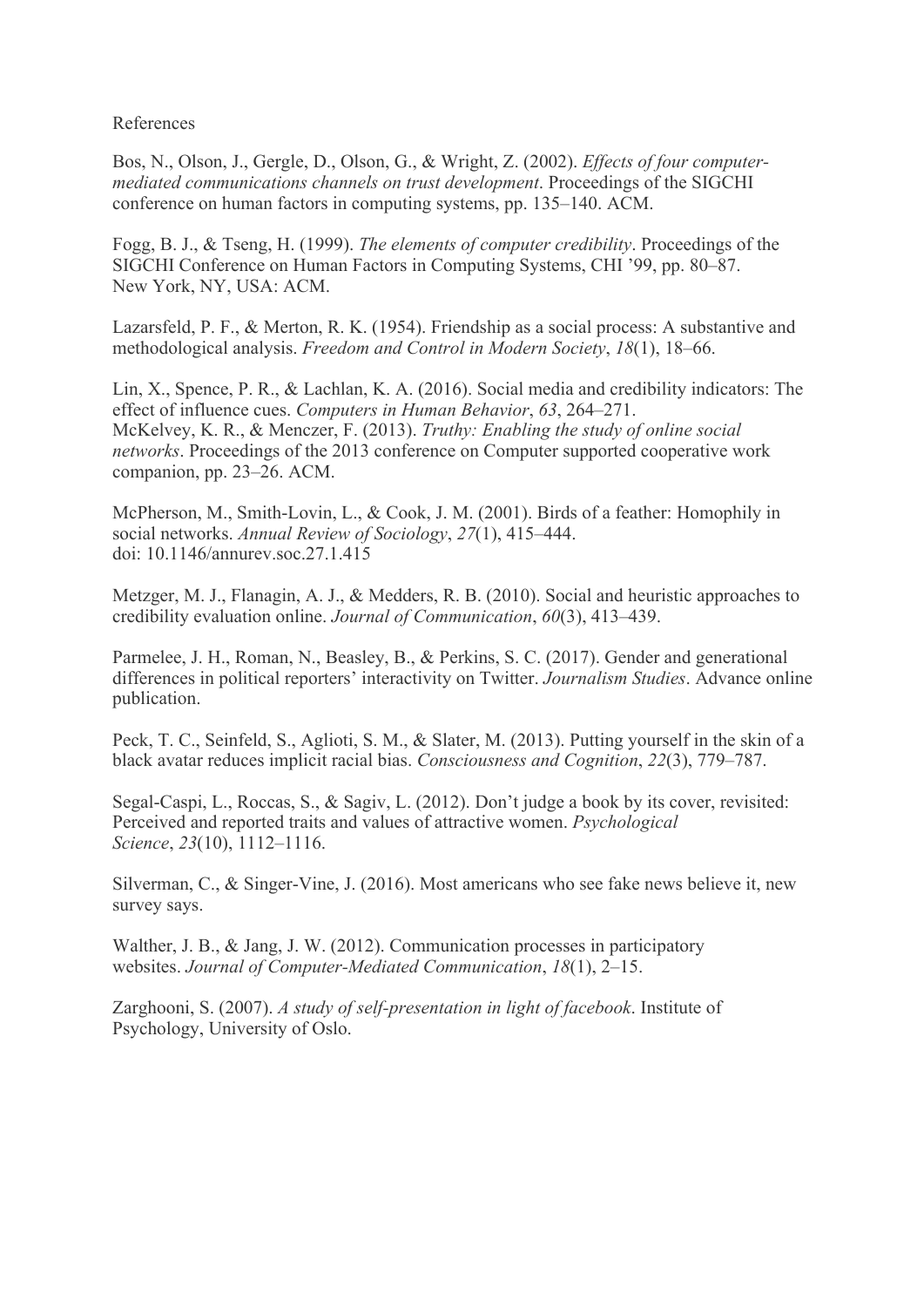References

Bos, N., Olson, J., Gergle, D., Olson, G., & Wright, Z. (2002). *Effects of four computer-mediated communications channels on trust development*. Proceedings of the SIGCHI conference on human factors in computing systems, pp. 135–140. ACM.

Fogg, B. J., & Tseng, H. (1999). *The elements of computer credibility*. Proceedings of the SIGCHI Conference on Human Factors in Computing Systems, CHI '99, pp. 80–87. New York, NY, USA: ACM.

Lazarsfeld, P. F., & Merton, R. K. (1954). Friendship as a social process: A substantive and methodological analysis. *Freedom and Control in Modern Society*, *18*(1), 18–66.

Lin, X., Spence, P. R., & Lachlan, K. A. (2016). Social media and credibility indicators: The effect of influence cues. *Computers in Human Behavior*, *63*, 264–271.
McKelvey, K. R., & Menczer, F. (2013). *Truthy: Enabling the study of online social networks*. Proceedings of the 2013 conference on Computer supported cooperative work companion, pp. 23–26. ACM.

McPherson, M., Smith-Lovin, L., & Cook, J. M. (2001). Birds of a feather: Homophily in social networks. *Annual Review of Sociology*, *27*(1), 415–444.
doi: 10.1146/annurev.soc.27.1.415

Metzger, M. J., Flanagin, A. J., & Medders, R. B. (2010). Social and heuristic approaches to credibility evaluation online. *Journal of Communication*, *60*(3), 413–439.

Parmelee, J. H., Roman, N., Beasley, B., & Perkins, S. C. (2017). Gender and generational differences in political reporters' interactivity on Twitter. *Journalism Studies*. Advance online publication.

Peck, T. C., Seinfeld, S., Aglioti, S. M., & Slater, M. (2013). Putting yourself in the skin of a black avatar reduces implicit racial bias. *Consciousness and Cognition*, *22*(3), 779–787.

Segal-Caspi, L., Roccas, S., & Sagiv, L. (2012). Don't judge a book by its cover, revisited: Perceived and reported traits and values of attractive women. *Psychological Science*, *23*(10), 1112–1116.

Silverman, C., & Singer-Vine, J. (2016). Most americans who see fake news believe it, new survey says.

Walther, J. B., & Jang, J. W. (2012). Communication processes in participatory websites. *Journal of Computer-Mediated Communication*, *18*(1), 2–15.

Zarghooni, S. (2007). *A study of self-presentation in light of facebook*. Institute of Psychology, University of Oslo.